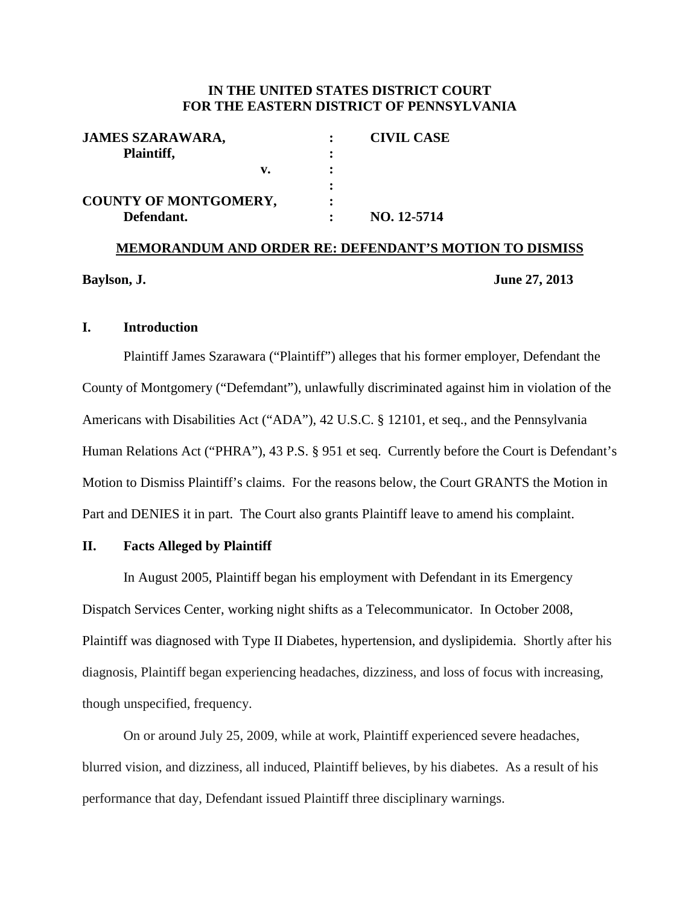**IN THE UNITED STATES DISTRICT COURT**
**FOR THE EASTERN DISTRICT OF PENNSYLVANIA**

| | | |
|---|---|---|
| **JAMES SZARAWARA,** | **:** | **CIVIL CASE** |
| **Plaintiff,** | **:** | |
| **v.** | **:** | |
| | **:** | |
| **COUNTY OF MONTGOMERY,** | **:** | |
| **Defendant.** | **:** | **NO. 12-5714** |

**MEMORANDUM AND ORDER RE: DEFENDANT'S MOTION TO DISMISS**

**Baylson, J.** **June 27, 2013**

## I. Introduction

Plaintiff James Szarawara ("Plaintiff") alleges that his former employer, Defendant the County of Montgomery ("Defemdant"), unlawfully discriminated against him in violation of the Americans with Disabilities Act ("ADA"), 42 U.S.C. § 12101, et seq., and the Pennsylvania Human Relations Act ("PHRA"), 43 P.S. § 951 et seq. Currently before the Court is Defendant's Motion to Dismiss Plaintiff's claims. For the reasons below, the Court GRANTS the Motion in Part and DENIES it in part. The Court also grants Plaintiff leave to amend his complaint.

## II. Facts Alleged by Plaintiff

In August 2005, Plaintiff began his employment with Defendant in its Emergency Dispatch Services Center, working night shifts as a Telecommunicator. In October 2008, Plaintiff was diagnosed with Type II Diabetes, hypertension, and dyslipidemia. Shortly after his diagnosis, Plaintiff began experiencing headaches, dizziness, and loss of focus with increasing, though unspecified, frequency.

On or around July 25, 2009, while at work, Plaintiff experienced severe headaches, blurred vision, and dizziness, all induced, Plaintiff believes, by his diabetes. As a result of his performance that day, Defendant issued Plaintiff three disciplinary warnings.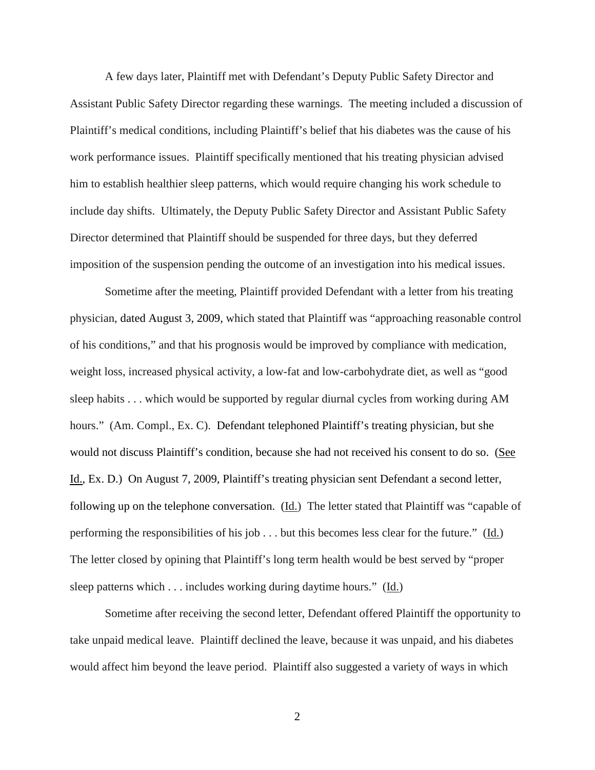A few days later, Plaintiff met with Defendant's Deputy Public Safety Director and Assistant Public Safety Director regarding these warnings. The meeting included a discussion of Plaintiff's medical conditions, including Plaintiff's belief that his diabetes was the cause of his work performance issues. Plaintiff specifically mentioned that his treating physician advised him to establish healthier sleep patterns, which would require changing his work schedule to include day shifts. Ultimately, the Deputy Public Safety Director and Assistant Public Safety Director determined that Plaintiff should be suspended for three days, but they deferred imposition of the suspension pending the outcome of an investigation into his medical issues.

Sometime after the meeting, Plaintiff provided Defendant with a letter from his treating physician, dated August 3, 2009, which stated that Plaintiff was "approaching reasonable control of his conditions," and that his prognosis would be improved by compliance with medication, weight loss, increased physical activity, a low-fat and low-carbohydrate diet, as well as "good sleep habits . . . which would be supported by regular diurnal cycles from working during AM hours." (Am. Compl., Ex. C). Defendant telephoned Plaintiff's treating physician, but she would not discuss Plaintiff's condition, because she had not received his consent to do so. (See Id., Ex. D.) On August 7, 2009, Plaintiff's treating physician sent Defendant a second letter, following up on the telephone conversation. (Id.) The letter stated that Plaintiff was "capable of performing the responsibilities of his job . . . but this becomes less clear for the future." (Id.) The letter closed by opining that Plaintiff's long term health would be best served by "proper sleep patterns which . . . includes working during daytime hours." (Id.)

Sometime after receiving the second letter, Defendant offered Plaintiff the opportunity to take unpaid medical leave. Plaintiff declined the leave, because it was unpaid, and his diabetes would affect him beyond the leave period. Plaintiff also suggested a variety of ways in which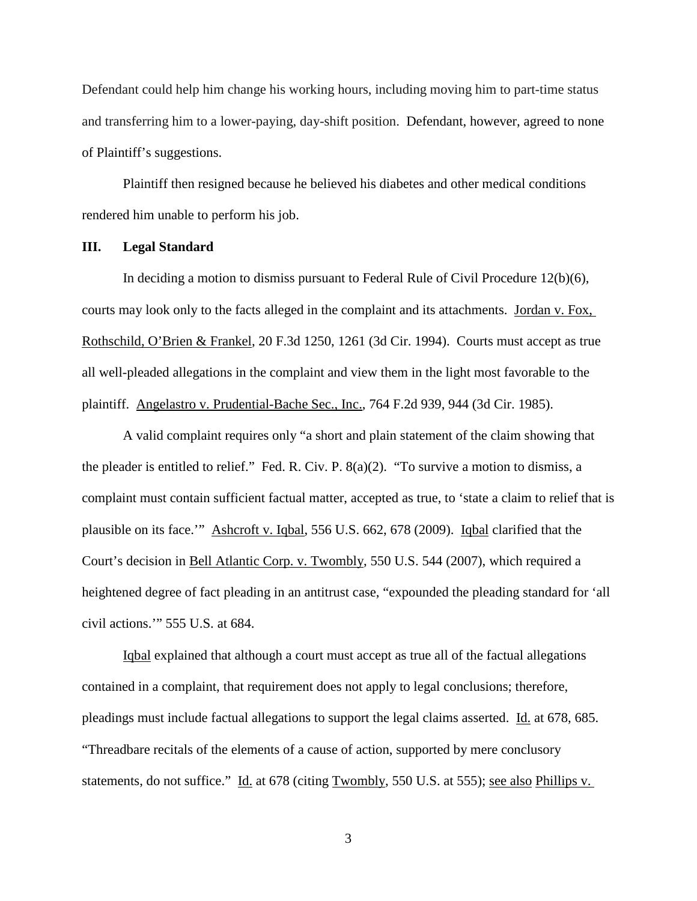Defendant could help him change his working hours, including moving him to part-time status and transferring him to a lower-paying, day-shift position. Defendant, however, agreed to none of Plaintiff's suggestions.

Plaintiff then resigned because he believed his diabetes and other medical conditions rendered him unable to perform his job.

## III. Legal Standard

In deciding a motion to dismiss pursuant to Federal Rule of Civil Procedure 12(b)(6), courts may look only to the facts alleged in the complaint and its attachments. Jordan v. Fox, Rothschild, O'Brien & Frankel, 20 F.3d 1250, 1261 (3d Cir. 1994). Courts must accept as true all well-pleaded allegations in the complaint and view them in the light most favorable to the plaintiff. Angelastro v. Prudential-Bache Sec., Inc., 764 F.2d 939, 944 (3d Cir. 1985).

A valid complaint requires only "a short and plain statement of the claim showing that the pleader is entitled to relief." Fed. R. Civ. P. 8(a)(2). "To survive a motion to dismiss, a complaint must contain sufficient factual matter, accepted as true, to 'state a claim to relief that is plausible on its face.'" Ashcroft v. Iqbal, 556 U.S. 662, 678 (2009). Iqbal clarified that the Court's decision in Bell Atlantic Corp. v. Twombly, 550 U.S. 544 (2007), which required a heightened degree of fact pleading in an antitrust case, "expounded the pleading standard for 'all civil actions.'" 555 U.S. at 684.

Iqbal explained that although a court must accept as true all of the factual allegations contained in a complaint, that requirement does not apply to legal conclusions; therefore, pleadings must include factual allegations to support the legal claims asserted. Id. at 678, 685. "Threadbare recitals of the elements of a cause of action, supported by mere conclusory statements, do not suffice." Id. at 678 (citing Twombly, 550 U.S. at 555); see also Phillips v.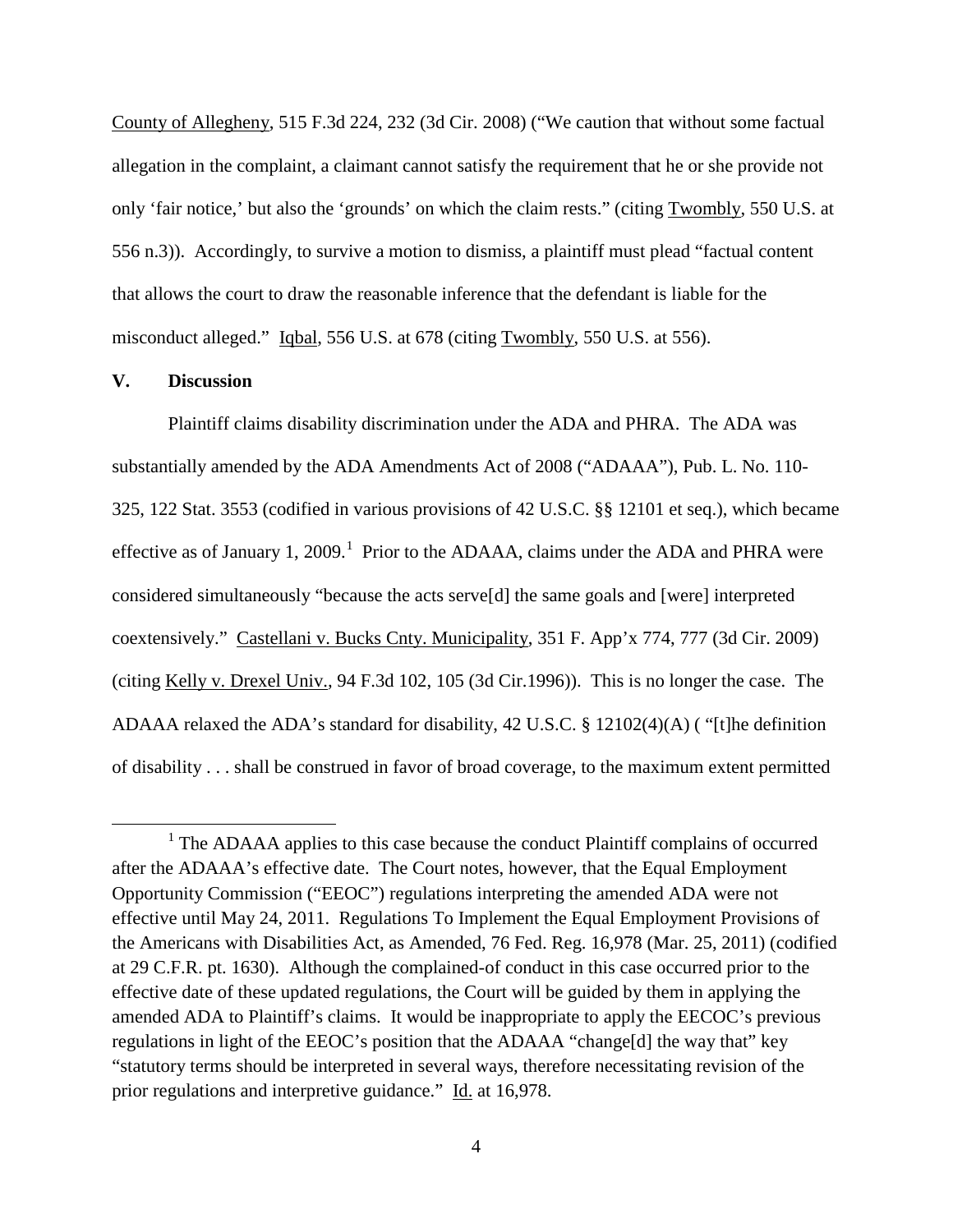County of Allegheny, 515 F.3d 224, 232 (3d Cir. 2008) ("We caution that without some factual allegation in the complaint, a claimant cannot satisfy the requirement that he or she provide not only 'fair notice,' but also the 'grounds' on which the claim rests." (citing Twombly, 550 U.S. at 556 n.3)). Accordingly, to survive a motion to dismiss, a plaintiff must plead "factual content that allows the court to draw the reasonable inference that the defendant is liable for the misconduct alleged." Iqbal, 556 U.S. at 678 (citing Twombly, 550 U.S. at 556).

## V. Discussion

Plaintiff claims disability discrimination under the ADA and PHRA. The ADA was substantially amended by the ADA Amendments Act of 2008 ("ADAAA"), Pub. L. No. 110-325, 122 Stat. 3553 (codified in various provisions of 42 U.S.C. §§ 12101 et seq.), which became effective as of January 1, 2009.[1] Prior to the ADAAA, claims under the ADA and PHRA were considered simultaneously "because the acts serve[d] the same goals and [were] interpreted coextensively." Castellani v. Bucks Cnty. Municipality, 351 F. App'x 774, 777 (3d Cir. 2009) (citing Kelly v. Drexel Univ., 94 F.3d 102, 105 (3d Cir.1996)). This is no longer the case. The ADAAA relaxed the ADA's standard for disability, 42 U.S.C. § 12102(4)(A) ( "[t]he definition of disability . . . shall be construed in favor of broad coverage, to the maximum extent permitted

[1] The ADAAA applies to this case because the conduct Plaintiff complains of occurred after the ADAAA's effective date. The Court notes, however, that the Equal Employment Opportunity Commission ("EEOC") regulations interpreting the amended ADA were not effective until May 24, 2011. Regulations To Implement the Equal Employment Provisions of the Americans with Disabilities Act, as Amended, 76 Fed. Reg. 16,978 (Mar. 25, 2011) (codified at 29 C.F.R. pt. 1630). Although the complained-of conduct in this case occurred prior to the effective date of these updated regulations, the Court will be guided by them in applying the amended ADA to Plaintiff's claims. It would be inappropriate to apply the EECOC's previous regulations in light of the EEOC's position that the ADAAA "change[d] the way that" key "statutory terms should be interpreted in several ways, therefore necessitating revision of the prior regulations and interpretive guidance." Id. at 16,978.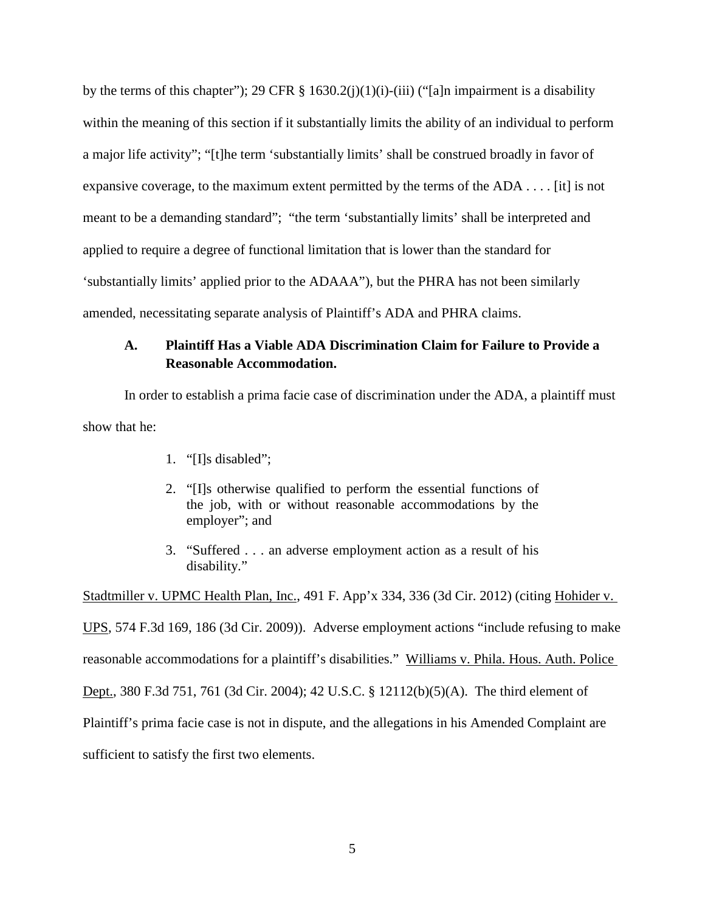by the terms of this chapter"); 29 CFR § 1630.2(j)(1)(i)-(iii) ("[a]n impairment is a disability within the meaning of this section if it substantially limits the ability of an individual to perform a major life activity"; "[t]he term 'substantially limits' shall be construed broadly in favor of expansive coverage, to the maximum extent permitted by the terms of the ADA . . . . [it] is not meant to be a demanding standard"; "the term 'substantially limits' shall be interpreted and applied to require a degree of functional limitation that is lower than the standard for 'substantially limits' applied prior to the ADAAA"), but the PHRA has not been similarly amended, necessitating separate analysis of Plaintiff's ADA and PHRA claims.

### A. Plaintiff Has a Viable ADA Discrimination Claim for Failure to Provide a Reasonable Accommodation.

In order to establish a prima facie case of discrimination under the ADA, a plaintiff must show that he:

> 1. "[I]s disabled";
> 2. "[I]s otherwise qualified to perform the essential functions of the job, with or without reasonable accommodations by the employer"; and
> 3. "Suffered . . . an adverse employment action as a result of his disability."

Stadtmiller v. UPMC Health Plan, Inc., 491 F. App'x 334, 336 (3d Cir. 2012) (citing Hohider v. UPS, 574 F.3d 169, 186 (3d Cir. 2009)). Adverse employment actions "include refusing to make reasonable accommodations for a plaintiff's disabilities." Williams v. Phila. Hous. Auth. Police Dept., 380 F.3d 751, 761 (3d Cir. 2004); 42 U.S.C. § 12112(b)(5)(A). The third element of Plaintiff's prima facie case is not in dispute, and the allegations in his Amended Complaint are sufficient to satisfy the first two elements.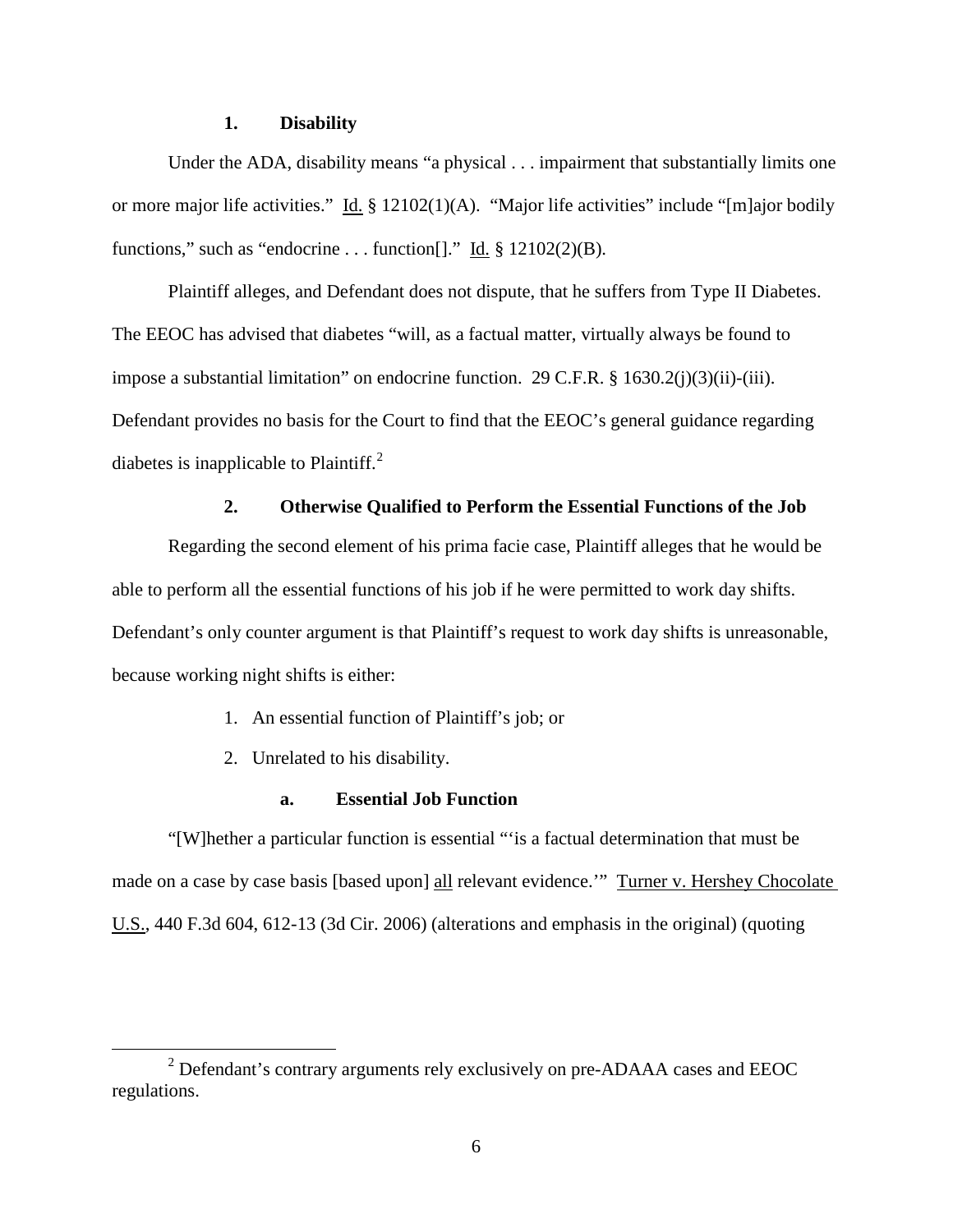### 1. Disability

Under the ADA, disability means "a physical . . . impairment that substantially limits one or more major life activities." Id. § 12102(1)(A). "Major life activities" include "[m]ajor bodily functions," such as "endocrine . . . function[]." Id. § 12102(2)(B).

Plaintiff alleges, and Defendant does not dispute, that he suffers from Type II Diabetes. The EEOC has advised that diabetes "will, as a factual matter, virtually always be found to impose a substantial limitation" on endocrine function. 29 C.F.R. § 1630.2(j)(3)(ii)-(iii). Defendant provides no basis for the Court to find that the EEOC's general guidance regarding diabetes is inapplicable to Plaintiff.[2]

### 2. Otherwise Qualified to Perform the Essential Functions of the Job

Regarding the second element of his prima facie case, Plaintiff alleges that he would be able to perform all the essential functions of his job if he were permitted to work day shifts. Defendant's only counter argument is that Plaintiff's request to work day shifts is unreasonable, because working night shifts is either:

1. An essential function of Plaintiff's job; or
2. Unrelated to his disability.

#### a. Essential Job Function

"[W]hether a particular function is essential "'is a factual determination that must be made on a case by case basis [based upon] all relevant evidence.'" Turner v. Hershey Chocolate U.S., 440 F.3d 604, 612-13 (3d Cir. 2006) (alterations and emphasis in the original) (quoting

---

[2] Defendant's contrary arguments rely exclusively on pre-ADAAA cases and EEOC regulations.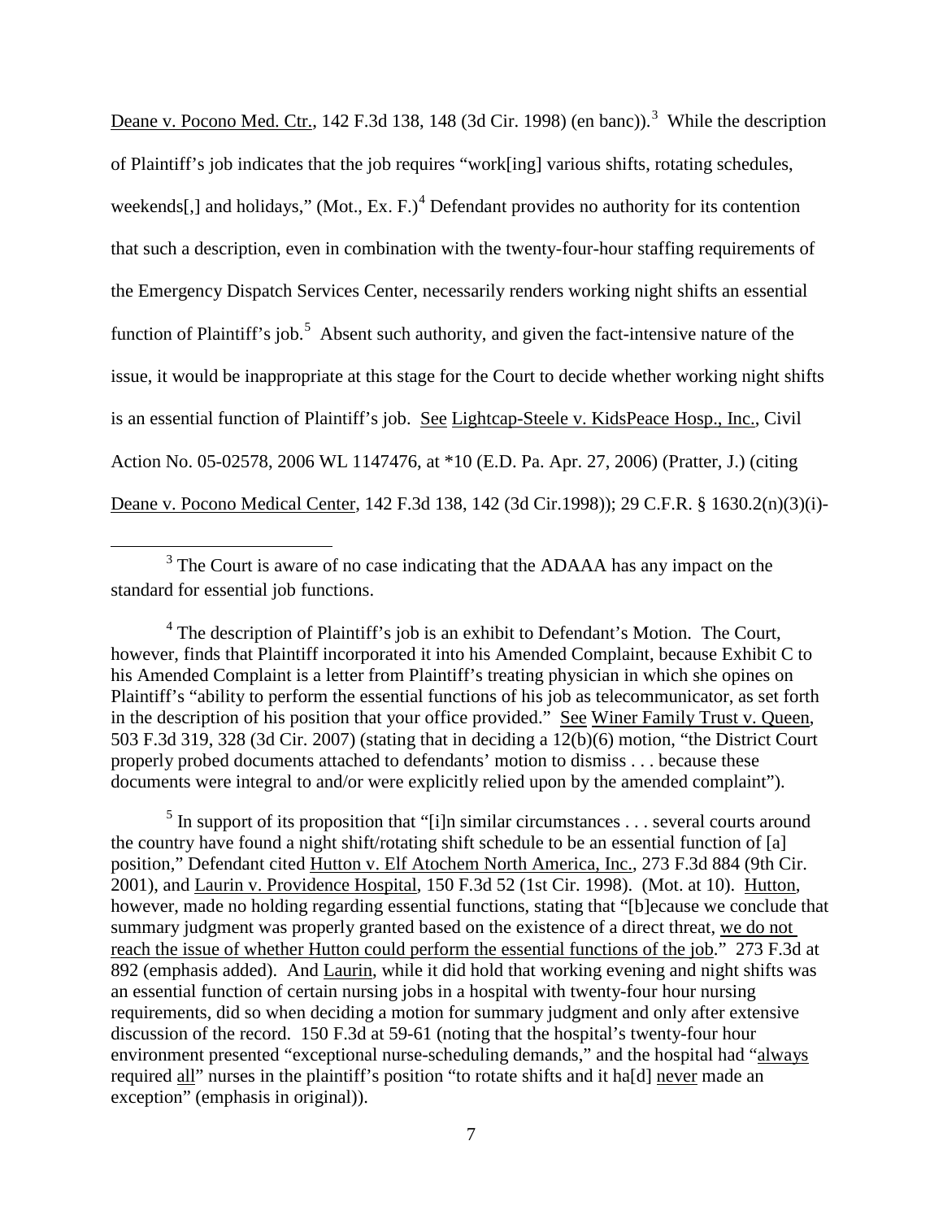Deane v. Pocono Med. Ctr., 142 F.3d 138, 148 (3d Cir. 1998) (en banc)).[3] While the description of Plaintiff's job indicates that the job requires "work[ing] various shifts, rotating schedules, weekends[,] and holidays," (Mot., Ex. F.)[4] Defendant provides no authority for its contention that such a description, even in combination with the twenty-four-hour staffing requirements of the Emergency Dispatch Services Center, necessarily renders working night shifts an essential function of Plaintiff's job.[5] Absent such authority, and given the fact-intensive nature of the issue, it would be inappropriate at this stage for the Court to decide whether working night shifts is an essential function of Plaintiff's job. See Lightcap-Steele v. KidsPeace Hosp., Inc., Civil Action No. 05-02578, 2006 WL 1147476, at *10 (E.D. Pa. Apr. 27, 2006) (Pratter, J.) (citing Deane v. Pocono Medical Center, 142 F.3d 138, 142 (3d Cir.1998)); 29 C.F.R. § 1630.2(n)(3)(i)-

---

[3] The Court is aware of no case indicating that the ADAAA has any impact on the standard for essential job functions.

[4] The description of Plaintiff's job is an exhibit to Defendant's Motion. The Court, however, finds that Plaintiff incorporated it into his Amended Complaint, because Exhibit C to his Amended Complaint is a letter from Plaintiff's treating physician in which she opines on Plaintiff's "ability to perform the essential functions of his job as telecommunicator, as set forth in the description of his position that your office provided." See Winer Family Trust v. Queen, 503 F.3d 319, 328 (3d Cir. 2007) (stating that in deciding a 12(b)(6) motion, "the District Court properly probed documents attached to defendants' motion to dismiss . . . because these documents were integral to and/or were explicitly relied upon by the amended complaint").

[5] In support of its proposition that "[i]n similar circumstances . . . several courts around the country have found a night shift/rotating shift schedule to be an essential function of [a] position," Defendant cited Hutton v. Elf Atochem North America, Inc., 273 F.3d 884 (9th Cir. 2001), and Laurin v. Providence Hospital, 150 F.3d 52 (1st Cir. 1998). (Mot. at 10). Hutton, however, made no holding regarding essential functions, stating that "[b]ecause we conclude that summary judgment was properly granted based on the existence of a direct threat, we do not reach the issue of whether Hutton could perform the essential functions of the job." 273 F.3d at 892 (emphasis added). And Laurin, while it did hold that working evening and night shifts was an essential function of certain nursing jobs in a hospital with twenty-four hour nursing requirements, did so when deciding a motion for summary judgment and only after extensive discussion of the record. 150 F.3d at 59-61 (noting that the hospital's twenty-four hour environment presented "exceptional nurse-scheduling demands," and the hospital had "always required all" nurses in the plaintiff's position "to rotate shifts and it ha[d] never made an exception" (emphasis in original)).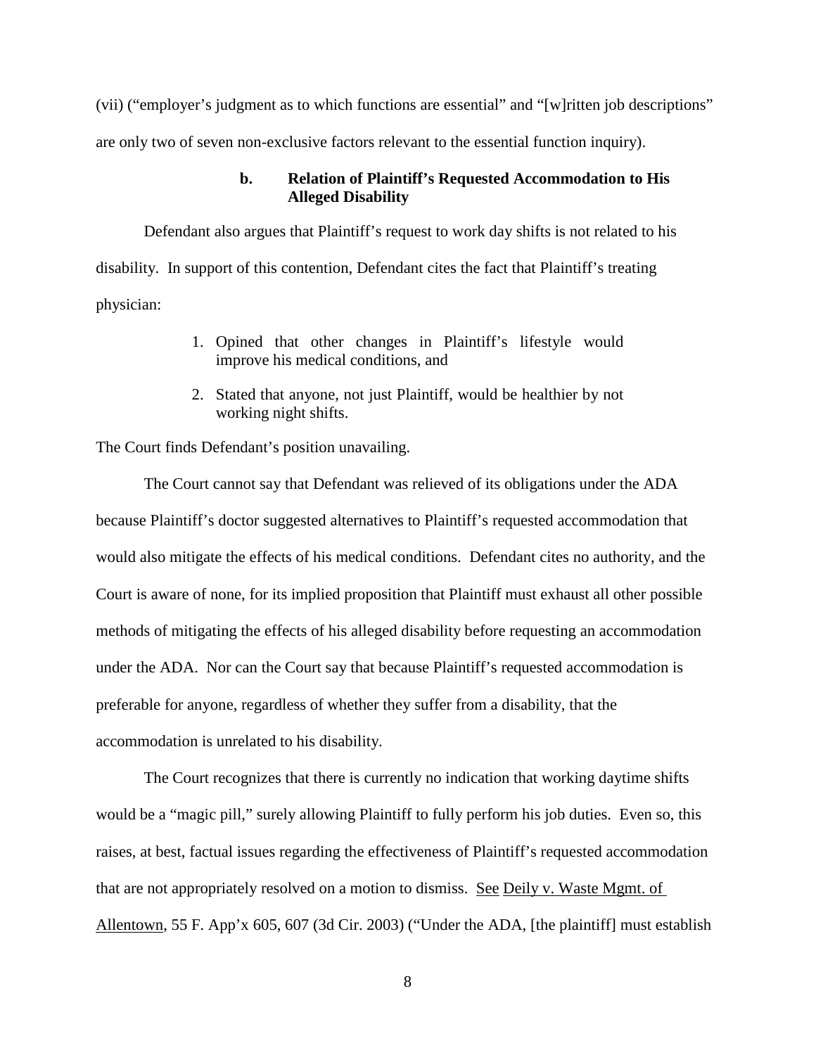(vii) ("employer's judgment as to which functions are essential" and "[w]ritten job descriptions" are only two of seven non-exclusive factors relevant to the essential function inquiry).

### b. Relation of Plaintiff's Requested Accommodation to His Alleged Disability

Defendant also argues that Plaintiff's request to work day shifts is not related to his disability. In support of this contention, Defendant cites the fact that Plaintiff's treating physician:

1. Opined that other changes in Plaintiff's lifestyle would improve his medical conditions, and
2. Stated that anyone, not just Plaintiff, would be healthier by not working night shifts.

The Court finds Defendant's position unavailing.

The Court cannot say that Defendant was relieved of its obligations under the ADA because Plaintiff's doctor suggested alternatives to Plaintiff's requested accommodation that would also mitigate the effects of his medical conditions. Defendant cites no authority, and the Court is aware of none, for its implied proposition that Plaintiff must exhaust all other possible methods of mitigating the effects of his alleged disability before requesting an accommodation under the ADA. Nor can the Court say that because Plaintiff's requested accommodation is preferable for anyone, regardless of whether they suffer from a disability, that the accommodation is unrelated to his disability.

The Court recognizes that there is currently no indication that working daytime shifts would be a "magic pill," surely allowing Plaintiff to fully perform his job duties. Even so, this raises, at best, factual issues regarding the effectiveness of Plaintiff's requested accommodation that are not appropriately resolved on a motion to dismiss. See Deily v. Waste Mgmt. of Allentown, 55 F. App'x 605, 607 (3d Cir. 2003) ("Under the ADA, [the plaintiff] must establish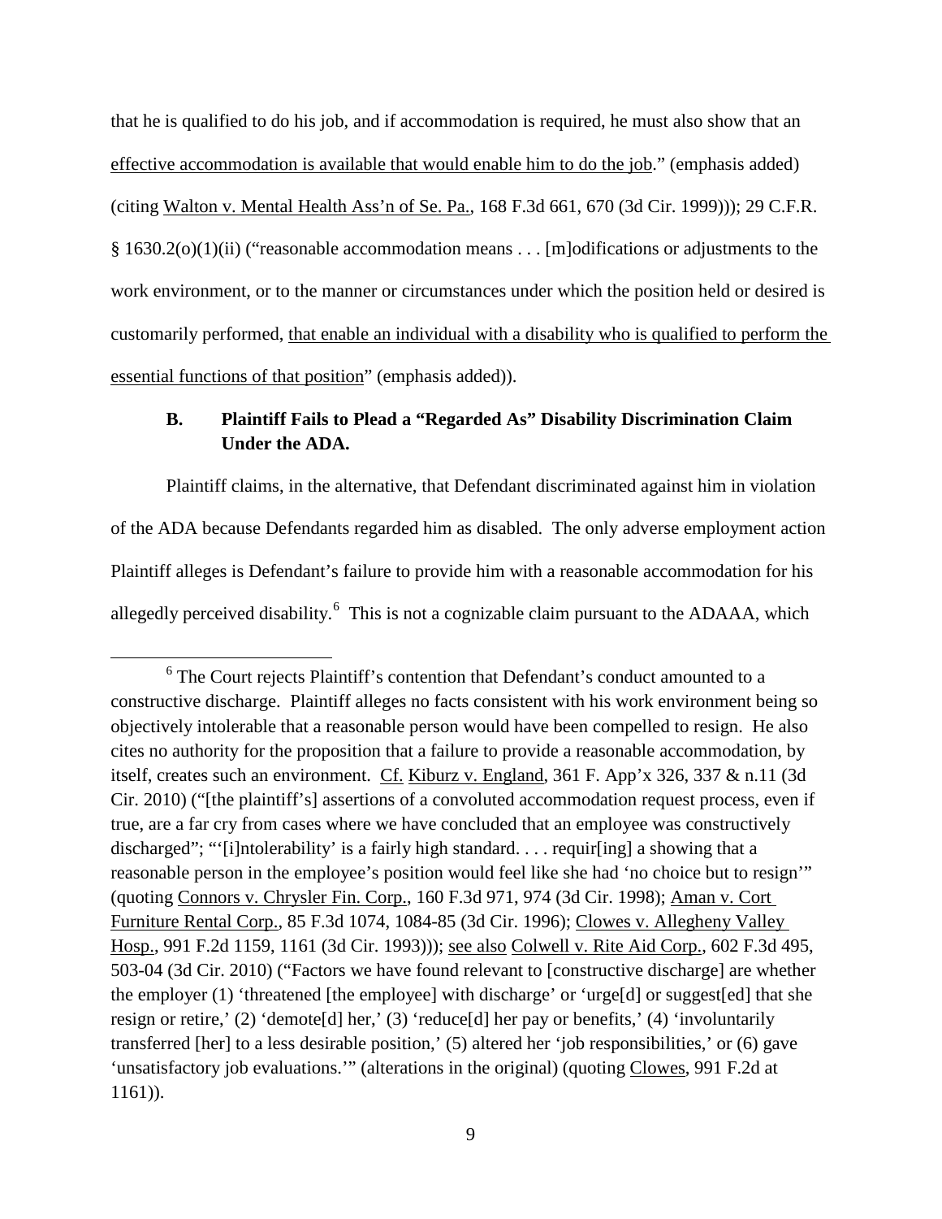that he is qualified to do his job, and if accommodation is required, he must also show that an effective accommodation is available that would enable him to do the job." (emphasis added) (citing Walton v. Mental Health Ass'n of Se. Pa., 168 F.3d 661, 670 (3d Cir. 1999))); 29 C.F.R. § 1630.2(o)(1)(ii) ("reasonable accommodation means . . . [m]odifications or adjustments to the work environment, or to the manner or circumstances under which the position held or desired is customarily performed, that enable an individual with a disability who is qualified to perform the essential functions of that position" (emphasis added)).

### B. Plaintiff Fails to Plead a "Regarded As" Disability Discrimination Claim Under the ADA.

Plaintiff claims, in the alternative, that Defendant discriminated against him in violation of the ADA because Defendants regarded him as disabled. The only adverse employment action Plaintiff alleges is Defendant's failure to provide him with a reasonable accommodation for his allegedly perceived disability.[6] This is not a cognizable claim pursuant to the ADAAA, which

---

[6] The Court rejects Plaintiff's contention that Defendant's conduct amounted to a constructive discharge. Plaintiff alleges no facts consistent with his work environment being so objectively intolerable that a reasonable person would have been compelled to resign. He also cites no authority for the proposition that a failure to provide a reasonable accommodation, by itself, creates such an environment. Cf. Kiburz v. England, 361 F. App'x 326, 337 & n.11 (3d Cir. 2010) ("[the plaintiff's] assertions of a convoluted accommodation request process, even if true, are a far cry from cases where we have concluded that an employee was constructively discharged"; "'[i]ntolerability' is a fairly high standard. . . . requir[ing] a showing that a reasonable person in the employee's position would feel like she had 'no choice but to resign'" (quoting Connors v. Chrysler Fin. Corp., 160 F.3d 971, 974 (3d Cir. 1998); Aman v. Cort Furniture Rental Corp., 85 F.3d 1074, 1084-85 (3d Cir. 1996); Clowes v. Allegheny Valley Hosp., 991 F.2d 1159, 1161 (3d Cir. 1993))); see also Colwell v. Rite Aid Corp., 602 F.3d 495, 503-04 (3d Cir. 2010) ("Factors we have found relevant to [constructive discharge] are whether the employer (1) 'threatened [the employee] with discharge' or 'urge[d] or suggest[ed] that she resign or retire,' (2) 'demote[d] her,' (3) 'reduce[d] her pay or benefits,' (4) 'involuntarily transferred [her] to a less desirable position,' (5) altered her 'job responsibilities,' or (6) gave 'unsatisfactory job evaluations.'" (alterations in the original) (quoting Clowes, 991 F.2d at 1161)).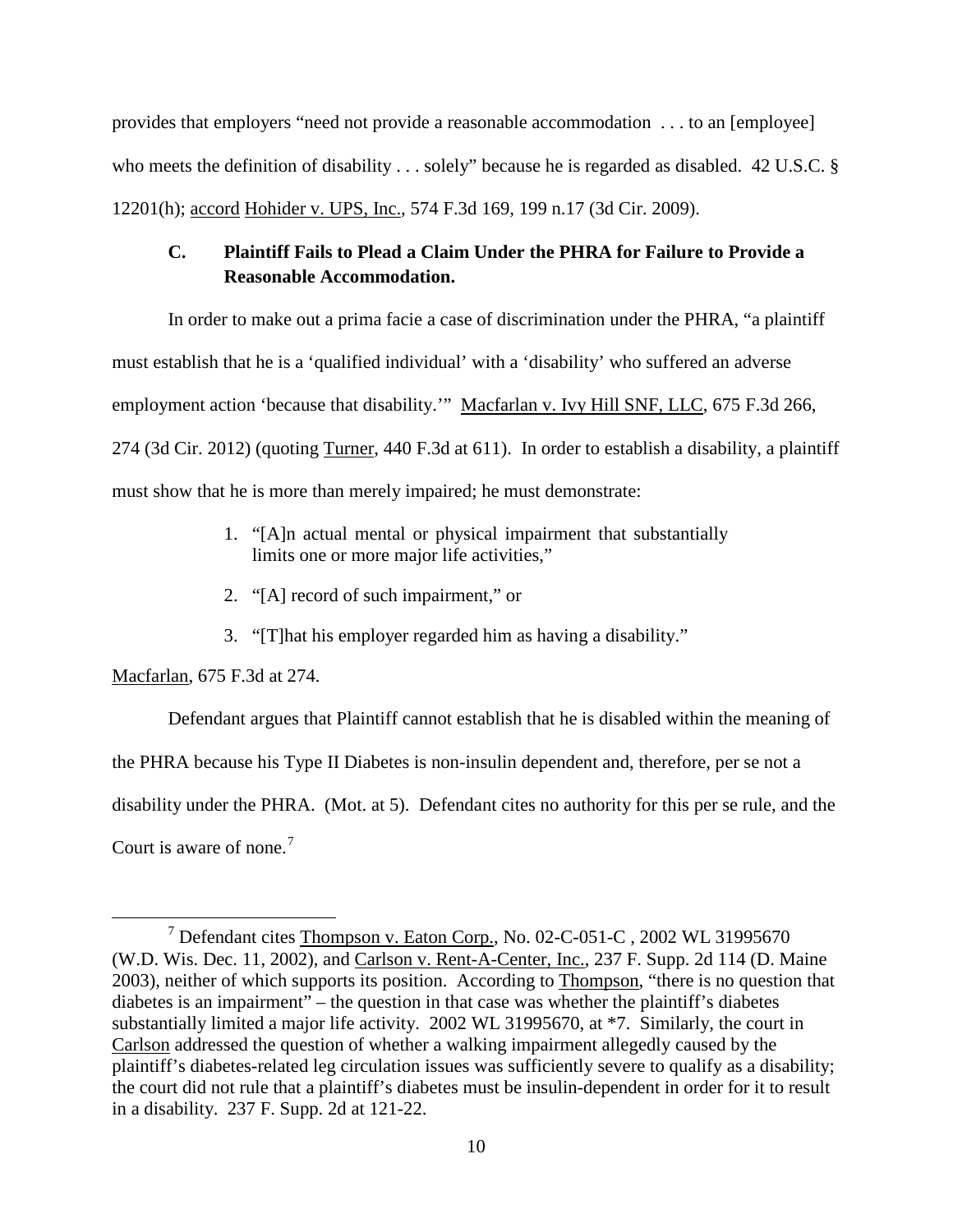provides that employers "need not provide a reasonable accommodation . . . to an [employee] who meets the definition of disability . . . solely" because he is regarded as disabled. 42 U.S.C. § 12201(h); accord Hohider v. UPS, Inc., 574 F.3d 169, 199 n.17 (3d Cir. 2009).

### C. Plaintiff Fails to Plead a Claim Under the PHRA for Failure to Provide a Reasonable Accommodation.

In order to make out a prima facie case of discrimination under the PHRA, "a plaintiff must establish that he is a 'qualified individual' with a 'disability' who suffered an adverse employment action 'because that disability.'" Macfarlan v. Ivy Hill SNF, LLC, 675 F.3d 266, 274 (3d Cir. 2012) (quoting Turner, 440 F.3d at 611). In order to establish a disability, a plaintiff must show that he is more than merely impaired; he must demonstrate:

> 1. "[A]n actual mental or physical impairment that substantially limits one or more major life activities,"
> 2. "[A] record of such impairment," or
> 3. "[T]hat his employer regarded him as having a disability."

Macfarlan, 675 F.3d at 274.

Defendant argues that Plaintiff cannot establish that he is disabled within the meaning of the PHRA because his Type II Diabetes is non-insulin dependent and, therefore, per se not a disability under the PHRA. (Mot. at 5). Defendant cites no authority for this per se rule, and the Court is aware of none.[7]

[7] Defendant cites Thompson v. Eaton Corp., No. 02-C-051-C , 2002 WL 31995670 (W.D. Wis. Dec. 11, 2002), and Carlson v. Rent-A-Center, Inc., 237 F. Supp. 2d 114 (D. Maine 2003), neither of which supports its position. According to Thompson, "there is no question that diabetes is an impairment" – the question in that case was whether the plaintiff's diabetes substantially limited a major life activity. 2002 WL 31995670, at *7. Similarly, the court in Carlson addressed the question of whether a walking impairment allegedly caused by the plaintiff's diabetes-related leg circulation issues was sufficiently severe to qualify as a disability; the court did not rule that a plaintiff's diabetes must be insulin-dependent in order for it to result in a disability. 237 F. Supp. 2d at 121-22.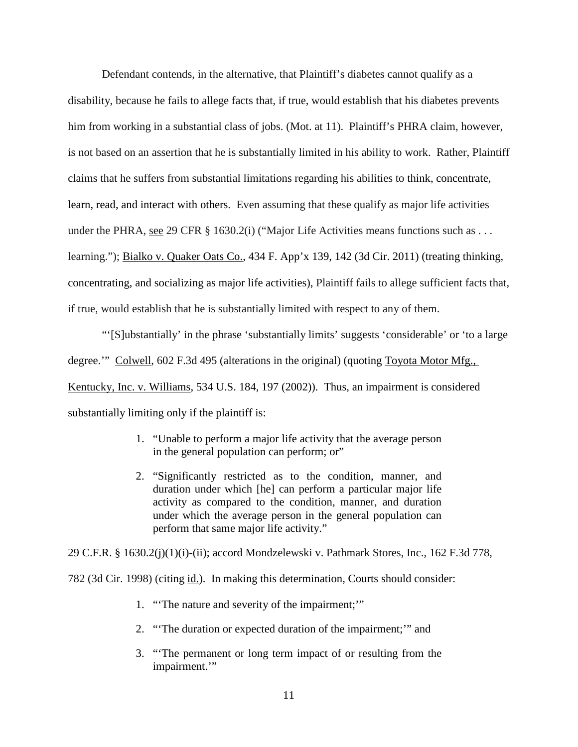Defendant contends, in the alternative, that Plaintiff's diabetes cannot qualify as a disability, because he fails to allege facts that, if true, would establish that his diabetes prevents him from working in a substantial class of jobs. (Mot. at 11). Plaintiff's PHRA claim, however, is not based on an assertion that he is substantially limited in his ability to work. Rather, Plaintiff claims that he suffers from substantial limitations regarding his abilities to think, concentrate, learn, read, and interact with others. Even assuming that these qualify as major life activities under the PHRA, see 29 CFR § 1630.2(i) ("Major Life Activities means functions such as . . . learning."); Bialko v. Quaker Oats Co., 434 F. App'x 139, 142 (3d Cir. 2011) (treating thinking, concentrating, and socializing as major life activities), Plaintiff fails to allege sufficient facts that, if true, would establish that he is substantially limited with respect to any of them.

"'[S]ubstantially' in the phrase 'substantially limits' suggests 'considerable' or 'to a large degree.'" Colwell, 602 F.3d 495 (alterations in the original) (quoting Toyota Motor Mfg., Kentucky, Inc. v. Williams, 534 U.S. 184, 197 (2002)). Thus, an impairment is considered substantially limiting only if the plaintiff is:

> 1. "Unable to perform a major life activity that the average person in the general population can perform; or"
> 2. "Significantly restricted as to the condition, manner, and duration under which [he] can perform a particular major life activity as compared to the condition, manner, and duration under which the average person in the general population can perform that same major life activity."

29 C.F.R. § 1630.2(j)(1)(i)-(ii); accord Mondzelewski v. Pathmark Stores, Inc., 162 F.3d 778, 782 (3d Cir. 1998) (citing id.). In making this determination, Courts should consider:

> 1. "'The nature and severity of the impairment;'"
> 2. "'The duration or expected duration of the impairment;'" and
> 3. "'The permanent or long term impact of or resulting from the impairment.'"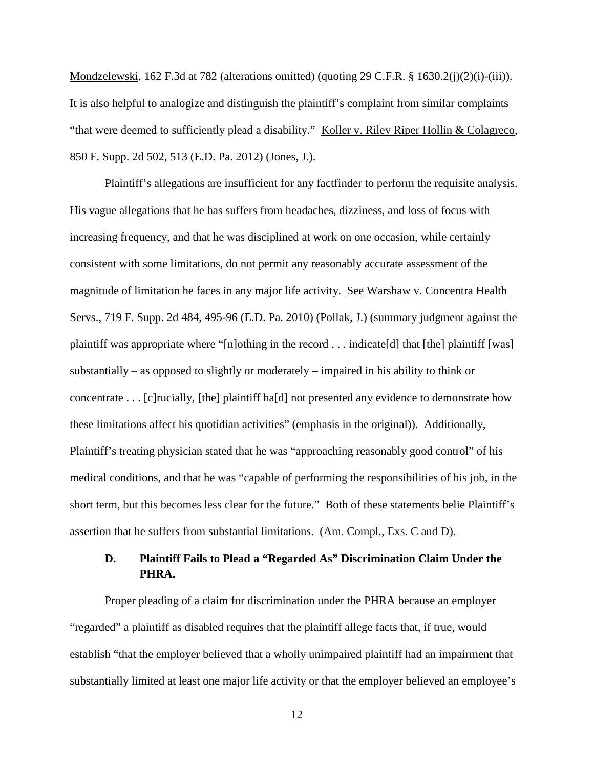Mondzelewski, 162 F.3d at 782 (alterations omitted) (quoting 29 C.F.R. § 1630.2(j)(2)(i)-(iii)). It is also helpful to analogize and distinguish the plaintiff's complaint from similar complaints "that were deemed to sufficiently plead a disability." Koller v. Riley Riper Hollin & Colagreco, 850 F. Supp. 2d 502, 513 (E.D. Pa. 2012) (Jones, J.).

Plaintiff's allegations are insufficient for any factfinder to perform the requisite analysis. His vague allegations that he has suffers from headaches, dizziness, and loss of focus with increasing frequency, and that he was disciplined at work on one occasion, while certainly consistent with some limitations, do not permit any reasonably accurate assessment of the magnitude of limitation he faces in any major life activity. See Warshaw v. Concentra Health Servs., 719 F. Supp. 2d 484, 495-96 (E.D. Pa. 2010) (Pollak, J.) (summary judgment against the plaintiff was appropriate where "[n]othing in the record . . . indicate[d] that [the] plaintiff [was] substantially – as opposed to slightly or moderately – impaired in his ability to think or concentrate . . . [c]rucially, [the] plaintiff ha[d] not presented any evidence to demonstrate how these limitations affect his quotidian activities" (emphasis in the original)). Additionally, Plaintiff's treating physician stated that he was "approaching reasonably good control" of his medical conditions, and that he was "capable of performing the responsibilities of his job, in the short term, but this becomes less clear for the future." Both of these statements belie Plaintiff's assertion that he suffers from substantial limitations. (Am. Compl., Exs. C and D).

### D. Plaintiff Fails to Plead a "Regarded As" Discrimination Claim Under the PHRA.

Proper pleading of a claim for discrimination under the PHRA because an employer "regarded" a plaintiff as disabled requires that the plaintiff allege facts that, if true, would establish "that the employer believed that a wholly unimpaired plaintiff had an impairment that substantially limited at least one major life activity or that the employer believed an employee's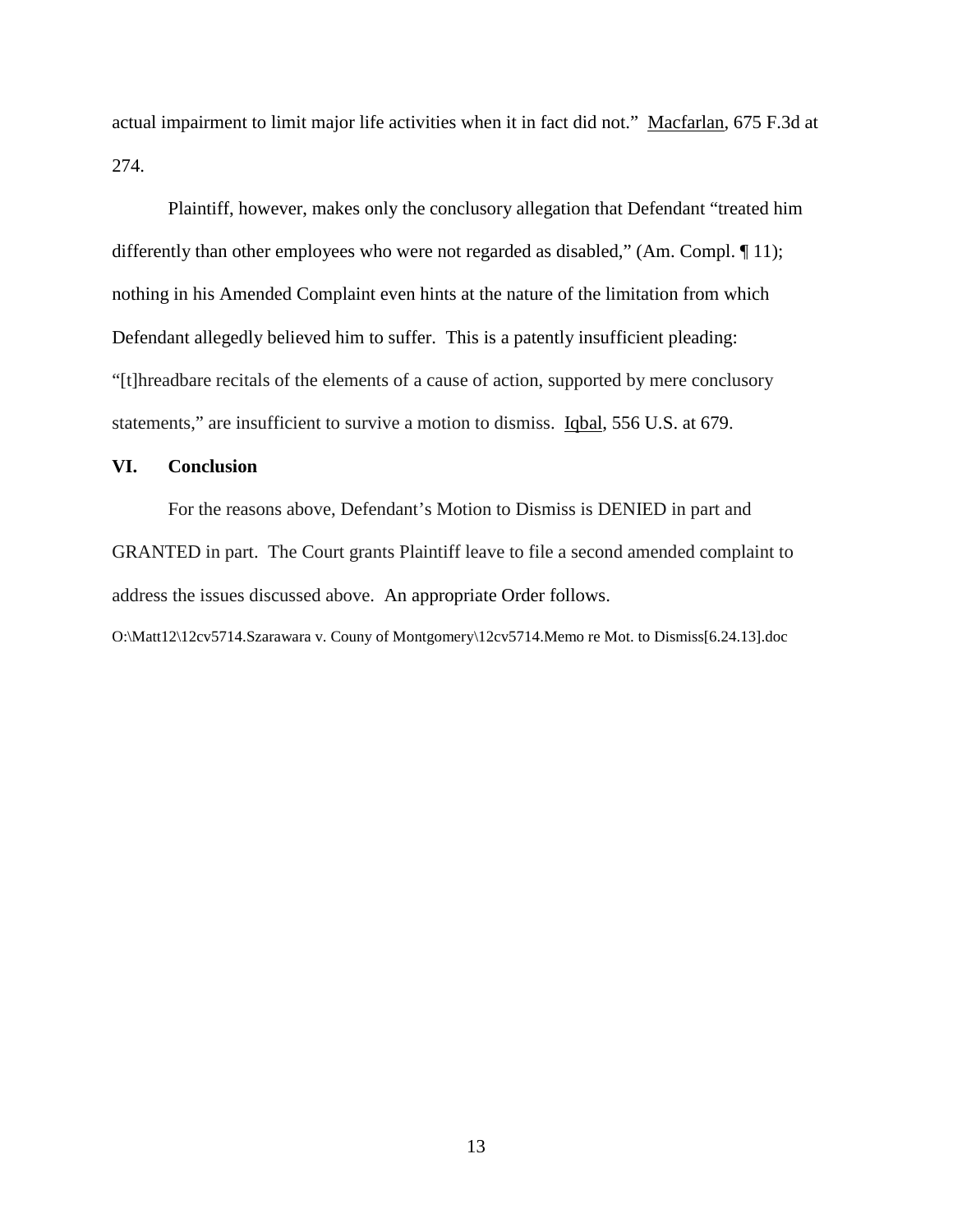actual impairment to limit major life activities when it in fact did not." Macfarlan, 675 F.3d at 274.

Plaintiff, however, makes only the conclusory allegation that Defendant "treated him differently than other employees who were not regarded as disabled," (Am. Compl. ¶ 11); nothing in his Amended Complaint even hints at the nature of the limitation from which Defendant allegedly believed him to suffer. This is a patently insufficient pleading: "[t]hreadbare recitals of the elements of a cause of action, supported by mere conclusory statements," are insufficient to survive a motion to dismiss. Iqbal, 556 U.S. at 679.

## VI. Conclusion

For the reasons above, Defendant's Motion to Dismiss is DENIED in part and GRANTED in part. The Court grants Plaintiff leave to file a second amended complaint to address the issues discussed above. An appropriate Order follows.

O:\Matt12\12cv5714.Szarawara v. Couny of Montgomery\12cv5714.Memo re Mot. to Dismiss[6.24.13].doc